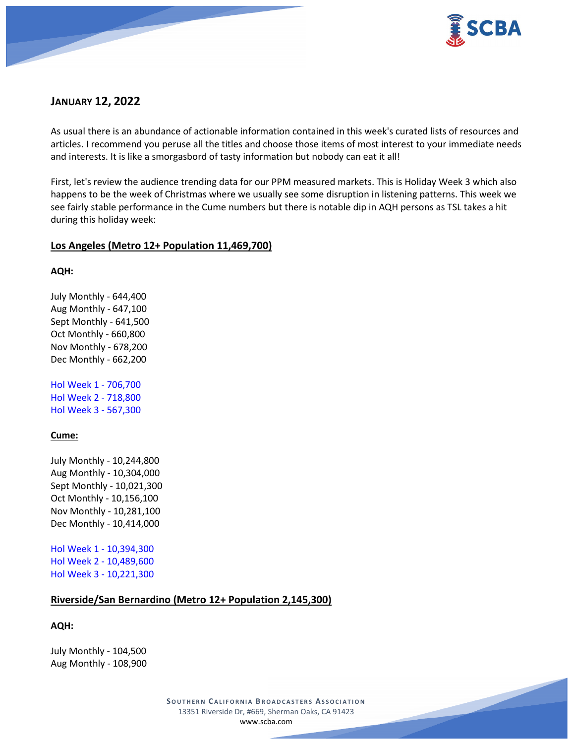## JANUARY 12, 2022

As usual there is an abundance of actionable information contained in this week's curated lists of resources and articles. I recommend you peruse all the titles and choose those items of most interest to your immediate needs and interests. It is like a smorgasbord of tasty information but nobody can eat it all!

First, let's review the audience trending data for our PPM measured markets. This is Holiday Week 3 which also happens to be the week of Christmas where we usually see some disruption in listening patterns. This week we see fairly stable performance in the Cume numbers but there is notable dip in AQH persons as TSL takes a hit during this holiday week:

### Los Angeles (Metro 12+ Population 11,469,700)

**AQH:**

July Monthly - 644,400
Aug Monthly - 647,100
Sept Monthly - 641,500
Oct Monthly - 660,800
Nov Monthly - 678,200
Dec Monthly - 662,200

Hol Week 1 - 706,700
Hol Week 2 - 718,800
Hol Week 3 - 567,300

**Cume:**

July Monthly - 10,244,800
Aug Monthly - 10,304,000
Sept Monthly - 10,021,300
Oct Monthly - 10,156,100
Nov Monthly - 10,281,100
Dec Monthly - 10,414,000

Hol Week 1 - 10,394,300
Hol Week 2 - 10,489,600
Hol Week 3 - 10,221,300

### Riverside/San Bernardino (Metro 12+ Population 2,145,300)

**AQH:**

July Monthly - 104,500
Aug Monthly - 108,900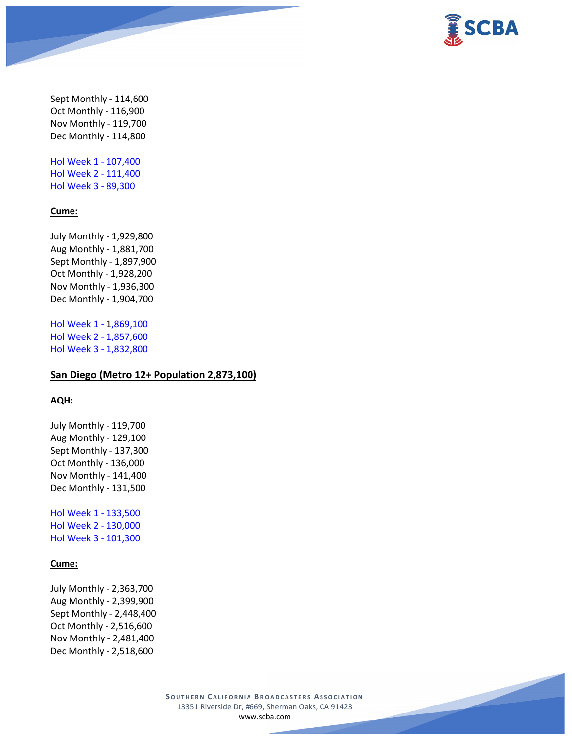Sept Monthly - 114,600
Oct Monthly - 116,900
Nov Monthly - 119,700
Dec Monthly - 114,800

Hol Week 1 - 107,400
Hol Week 2 - 111,400
Hol Week 3 - 89,300

**Cume:**

July Monthly - 1,929,800
Aug Monthly - 1,881,700
Sept Monthly - 1,897,900
Oct Monthly - 1,928,200
Nov Monthly - 1,936,300
Dec Monthly - 1,904,700

Hol Week 1 - 1,869,100
Hol Week 2 - 1,857,600
Hol Week 3 - 1,832,800

**San Diego (Metro 12+ Population 2,873,100)**

**AQH:**

July Monthly - 119,700
Aug Monthly - 129,100
Sept Monthly - 137,300
Oct Monthly - 136,000
Nov Monthly - 141,400
Dec Monthly - 131,500

Hol Week 1 - 133,500
Hol Week 2 - 130,000
Hol Week 3 - 101,300

**Cume:**

July Monthly - 2,363,700
Aug Monthly - 2,399,900
Sept Monthly - 2,448,400
Oct Monthly - 2,516,600
Nov Monthly - 2,481,400
Dec Monthly - 2,518,600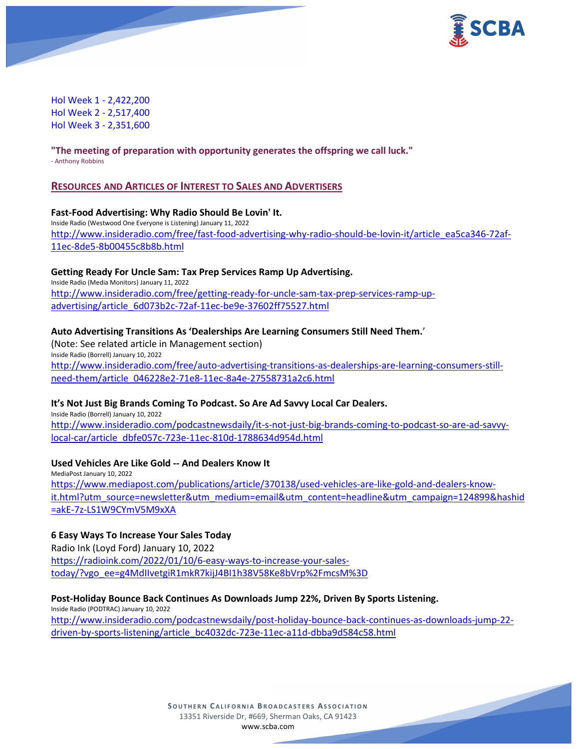Hol Week 1 - 2,422,200
Hol Week 2 - 2,517,400
Hol Week 3 - 2,351,600

**"The meeting of preparation with opportunity generates the offspring we call luck."**
- Anthony Robbins

## RESOURCES AND ARTICLES OF INTEREST TO SALES AND ADVERTISERS

**Fast-Food Advertising: Why Radio Should Be Lovin' It.**
Inside Radio (Westwood One Everyone is Listening) January 11, 2022
http://www.insideradio.com/free/fast-food-advertising-why-radio-should-be-lovin-it/article_ea5ca346-72af-11ec-8de5-8b00455c8b8b.html

**Getting Ready For Uncle Sam: Tax Prep Services Ramp Up Advertising.**
Inside Radio (Media Monitors) January 11, 2022
http://www.insideradio.com/free/getting-ready-for-uncle-sam-tax-prep-services-ramp-up-advertising/article_6d073b2c-72af-11ec-be9e-37602ff75527.html

**Auto Advertising Transitions As 'Dealerships Are Learning Consumers Still Need Them.'**
(Note: See related article in Management section)
Inside Radio (Borrell) January 10, 2022
http://www.insideradio.com/free/auto-advertising-transitions-as-dealerships-are-learning-consumers-still-need-them/article_046228e2-71e8-11ec-8a4e-27558731a2c6.html

**It's Not Just Big Brands Coming To Podcast. So Are Ad Savvy Local Car Dealers.**
Inside Radio (Borrell) January 10, 2022
http://www.insideradio.com/podcastnewsdaily/it-s-not-just-big-brands-coming-to-podcast-so-are-ad-savvy-local-car/article_dbfe057c-723e-11ec-810d-1788634d954d.html

**Used Vehicles Are Like Gold -- And Dealers Know It**
MediaPost January 10, 2022
https://www.mediapost.com/publications/article/370138/used-vehicles-are-like-gold-and-dealers-know-it.html?utm_source=newsletter&utm_medium=email&utm_content=headline&utm_campaign=124899&hashid=akE-7z-LS1W9CYmV5M9xXA

**6 Easy Ways To Increase Your Sales Today**
Radio Ink (Loyd Ford) January 10, 2022
https://radioink.com/2022/01/10/6-easy-ways-to-increase-your-sales-today/?vgo_ee=g4MdIIvetgiR1mkR7kijJ4BI1h38V58Ke8bVrp%2FmcsM%3D

**Post-Holiday Bounce Back Continues As Downloads Jump 22%, Driven By Sports Listening.**
Inside Radio (PODTRAC) January 10, 2022
http://www.insideradio.com/podcastnewsdaily/post-holiday-bounce-back-continues-as-downloads-jump-22-driven-by-sports-listening/article_bc4032dc-723e-11ec-a11d-dbba9d584c58.html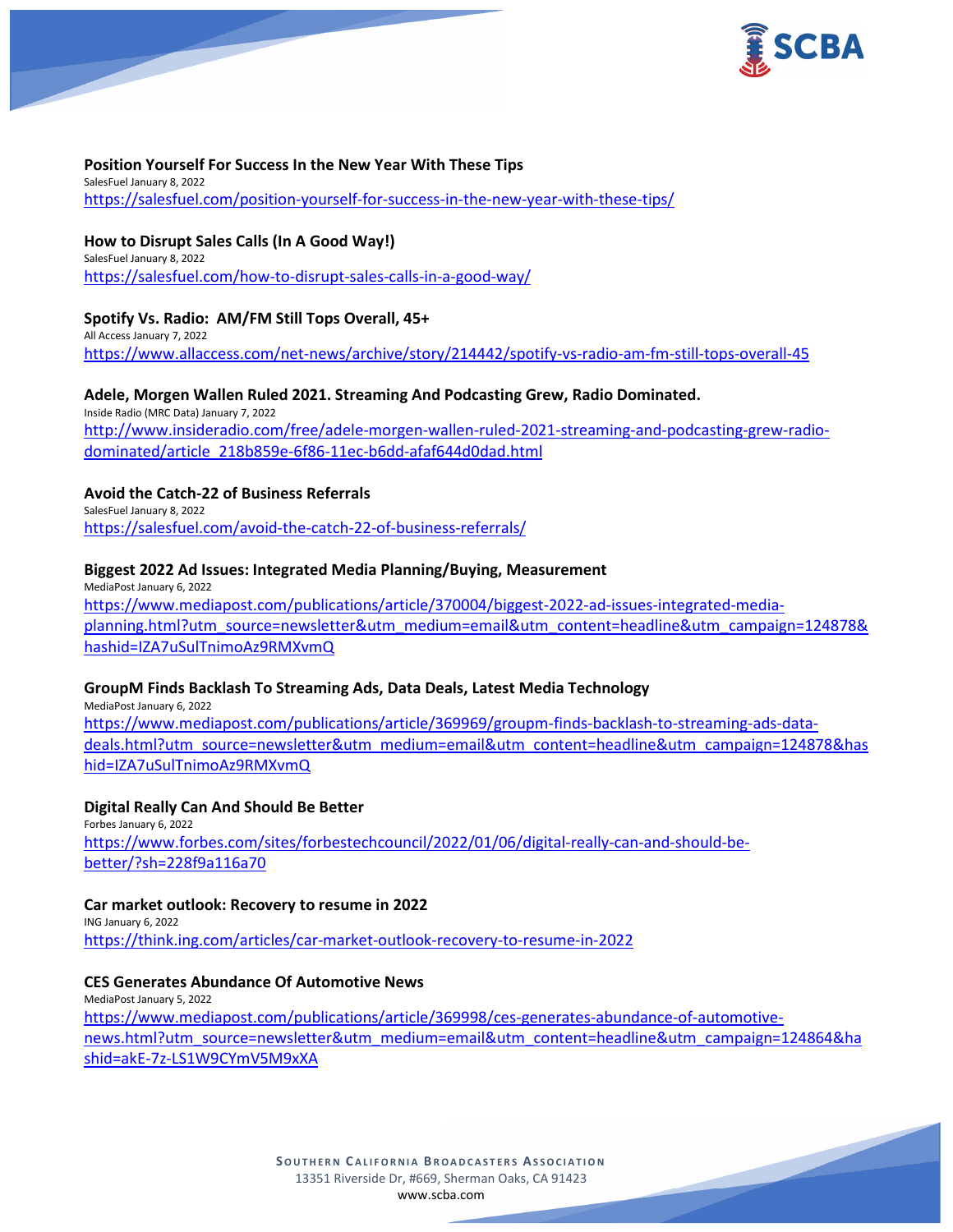**Position Yourself For Success In the New Year With These Tips**
SalesFuel January 8, 2022
https://salesfuel.com/position-yourself-for-success-in-the-new-year-with-these-tips/

**How to Disrupt Sales Calls (In A Good Way!)**
SalesFuel January 8, 2022
https://salesfuel.com/how-to-disrupt-sales-calls-in-a-good-way/

**Spotify Vs. Radio: AM/FM Still Tops Overall, 45+**
All Access January 7, 2022
https://www.allaccess.com/net-news/archive/story/214442/spotify-vs-radio-am-fm-still-tops-overall-45

**Adele, Morgen Wallen Ruled 2021. Streaming And Podcasting Grew, Radio Dominated.**
Inside Radio (MRC Data) January 7, 2022
http://www.insideradio.com/free/adele-morgen-wallen-ruled-2021-streaming-and-podcasting-grew-radio-dominated/article_218b859e-6f86-11ec-b6dd-afaf644d0dad.html

**Avoid the Catch-22 of Business Referrals**
SalesFuel January 8, 2022
https://salesfuel.com/avoid-the-catch-22-of-business-referrals/

**Biggest 2022 Ad Issues: Integrated Media Planning/Buying, Measurement**
MediaPost January 6, 2022
https://www.mediapost.com/publications/article/370004/biggest-2022-ad-issues-integrated-media-planning.html?utm_source=newsletter&utm_medium=email&utm_content=headline&utm_campaign=124878&hashid=IZA7uSulTnimoAz9RMXvmQ

**GroupM Finds Backlash To Streaming Ads, Data Deals, Latest Media Technology**
MediaPost January 6, 2022
https://www.mediapost.com/publications/article/369969/groupm-finds-backlash-to-streaming-ads-data-deals.html?utm_source=newsletter&utm_medium=email&utm_content=headline&utm_campaign=124878&hashid=IZA7uSulTnimoAz9RMXvmQ

**Digital Really Can And Should Be Better**
Forbes January 6, 2022
https://www.forbes.com/sites/forbestechcouncil/2022/01/06/digital-really-can-and-should-be-better/?sh=228f9a116a70

**Car market outlook: Recovery to resume in 2022**
ING January 6, 2022
https://think.ing.com/articles/car-market-outlook-recovery-to-resume-in-2022

**CES Generates Abundance Of Automotive News**
MediaPost January 5, 2022
https://www.mediapost.com/publications/article/369998/ces-generates-abundance-of-automotive-news.html?utm_source=newsletter&utm_medium=email&utm_content=headline&utm_campaign=124864&hashid=akE-7z-LS1W9CYmV5M9xXA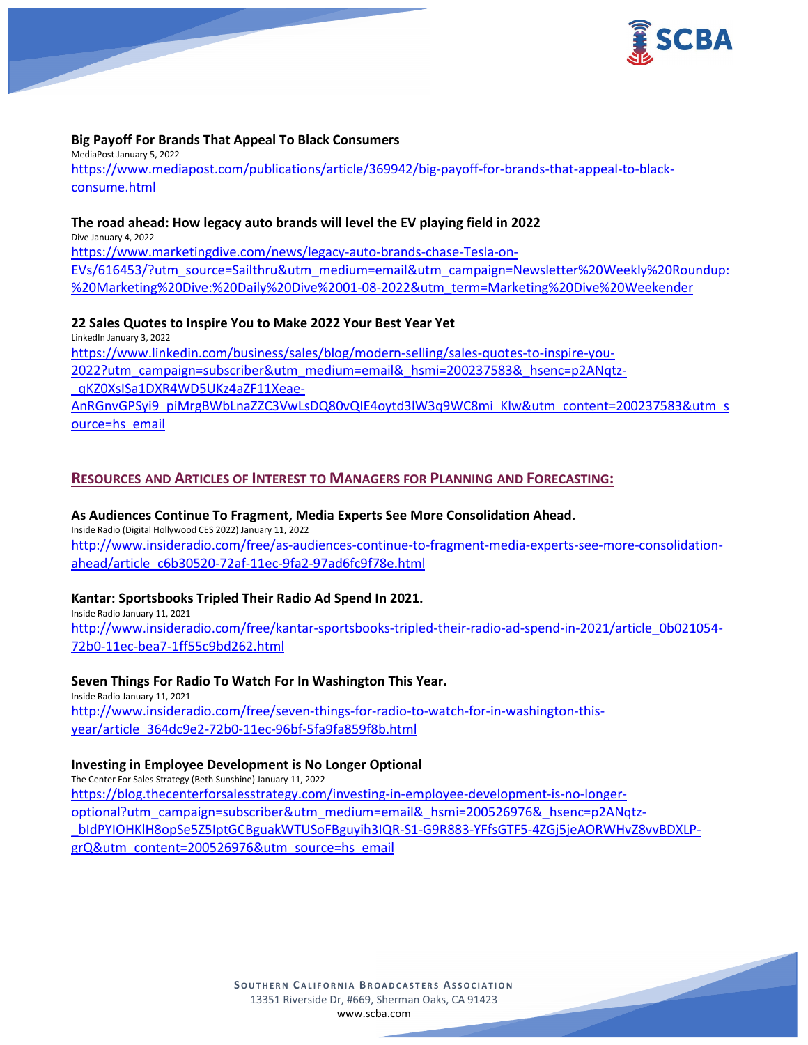**Big Payoff For Brands That Appeal To Black Consumers**
MediaPost January 5, 2022
https://www.mediapost.com/publications/article/369942/big-payoff-for-brands-that-appeal-to-black-consume.html

**The road ahead: How legacy auto brands will level the EV playing field in 2022**
Dive January 4, 2022
https://www.marketingdive.com/news/legacy-auto-brands-chase-Tesla-on-EVs/616453/?utm_source=Sailthru&utm_medium=email&utm_campaign=Newsletter%20Weekly%20Roundup:%20Marketing%20Dive:%20Daily%20Dive%2001-08-2022&utm_term=Marketing%20Dive%20Weekender

**22 Sales Quotes to Inspire You to Make 2022 Your Best Year Yet**
LinkedIn January 3, 2022
https://www.linkedin.com/business/sales/blog/modern-selling/sales-quotes-to-inspire-you-2022?utm_campaign=subscriber&utm_medium=email&_hsmi=200237583&_hsenc=p2ANqtz-_qKZ0XsISa1DXR4WD5UKz4aZF11Xeae-AnRGnvGPSyi9_piMrgBWbLnaZZC3VwLsDQ80vQIE4oytd3lW3q9WC8mi_Klw&utm_content=200237583&utm_source=hs_email

## RESOURCES AND ARTICLES OF INTEREST TO MANAGERS FOR PLANNING AND FORECASTING:

**As Audiences Continue To Fragment, Media Experts See More Consolidation Ahead.**
Inside Radio (Digital Hollywood CES 2022) January 11, 2022
http://www.insideradio.com/free/as-audiences-continue-to-fragment-media-experts-see-more-consolidation-ahead/article_c6b30520-72af-11ec-9fa2-97ad6fc9f78e.html

**Kantar: Sportsbooks Tripled Their Radio Ad Spend In 2021.**
Inside Radio January 11, 2021
http://www.insideradio.com/free/kantar-sportsbooks-tripled-their-radio-ad-spend-in-2021/article_0b021054-72b0-11ec-bea7-1ff55c9bd262.html

**Seven Things For Radio To Watch For In Washington This Year.**
Inside Radio January 11, 2021
http://www.insideradio.com/free/seven-things-for-radio-to-watch-for-in-washington-this-year/article_364dc9e2-72b0-11ec-96bf-5fa9fa859f8b.html

**Investing in Employee Development is No Longer Optional**
The Center For Sales Strategy (Beth Sunshine) January 11, 2022
https://blog.thecenterforsalesstrategy.com/investing-in-employee-development-is-no-longer-optional?utm_campaign=subscriber&utm_medium=email&_hsmi=200526976&_hsenc=p2ANqtz-_bIdPYIOHKlH8opSe5Z5IptGCBguakWTUSoFBguyih3IQR-S1-G9R883-YFfsGTF5-4ZGj5jeAORWHvZ8vvBDXLP-grQ&utm_content=200526976&utm_source=hs_email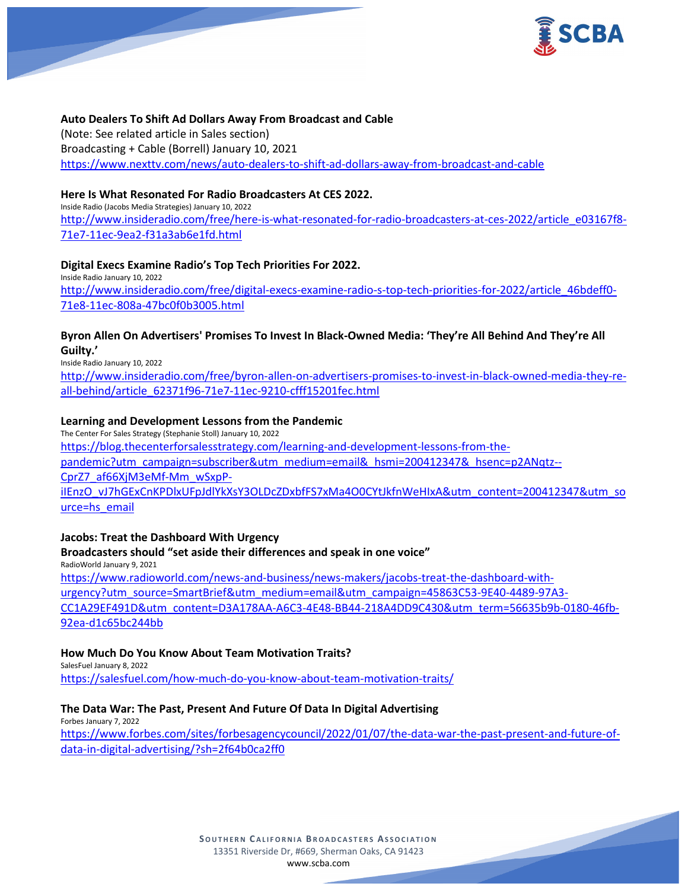**Auto Dealers To Shift Ad Dollars Away From Broadcast and Cable**
(Note: See related article in Sales section)
Broadcasting + Cable (Borrell) January 10, 2021
https://www.nexttv.com/news/auto-dealers-to-shift-ad-dollars-away-from-broadcast-and-cable

**Here Is What Resonated For Radio Broadcasters At CES 2022.**
Inside Radio (Jacobs Media Strategies) January 10, 2022
http://www.insideradio.com/free/here-is-what-resonated-for-radio-broadcasters-at-ces-2022/article_e03167f8-71e7-11ec-9ea2-f31a3ab6e1fd.html

**Digital Execs Examine Radio's Top Tech Priorities For 2022.**
Inside Radio January 10, 2022
http://www.insideradio.com/free/digital-execs-examine-radio-s-top-tech-priorities-for-2022/article_46bdeff0-71e8-11ec-808a-47bc0f0b3005.html

**Byron Allen On Advertisers' Promises To Invest In Black-Owned Media: 'They're All Behind And They're All Guilty.'**
Inside Radio January 10, 2022
http://www.insideradio.com/free/byron-allen-on-advertisers-promises-to-invest-in-black-owned-media-they-re-all-behind/article_62371f96-71e7-11ec-9210-cfff15201fec.html

**Learning and Development Lessons from the Pandemic**
The Center For Sales Strategy (Stephanie Stoll) January 10, 2022
https://blog.thecenterforsalesstrategy.com/learning-and-development-lessons-from-the-pandemic?utm_campaign=subscriber&utm_medium=email&_hsmi=200412347&_hsenc=p2ANqtz--CprZ7_af66XjM3eMf-Mm_wSxpP-iIEnzO_vJ7hGExCnKPDlxUFpJdlYkXsY3OLDcZDxbfFS7xMa4O0CYtJkfnWeHIxA&utm_content=200412347&utm_source=hs_email

**Jacobs: Treat the Dashboard With Urgency**
**Broadcasters should "set aside their differences and speak in one voice"**
RadioWorld January 9, 2021
https://www.radioworld.com/news-and-business/news-makers/jacobs-treat-the-dashboard-with-urgency?utm_source=SmartBrief&utm_medium=email&utm_campaign=45863C53-9E40-4489-97A3-CC1A29EF491D&utm_content=D3A178AA-A6C3-4E48-BB44-218A4DD9C430&utm_term=56635b9b-0180-46fb-92ea-d1c65bc244bb

**How Much Do You Know About Team Motivation Traits?**
SalesFuel January 8, 2022
https://salesfuel.com/how-much-do-you-know-about-team-motivation-traits/

**The Data War: The Past, Present And Future Of Data In Digital Advertising**
Forbes January 7, 2022
https://www.forbes.com/sites/forbesagencycouncil/2022/01/07/the-data-war-the-past-present-and-future-of-data-in-digital-advertising/?sh=2f64b0ca2ff0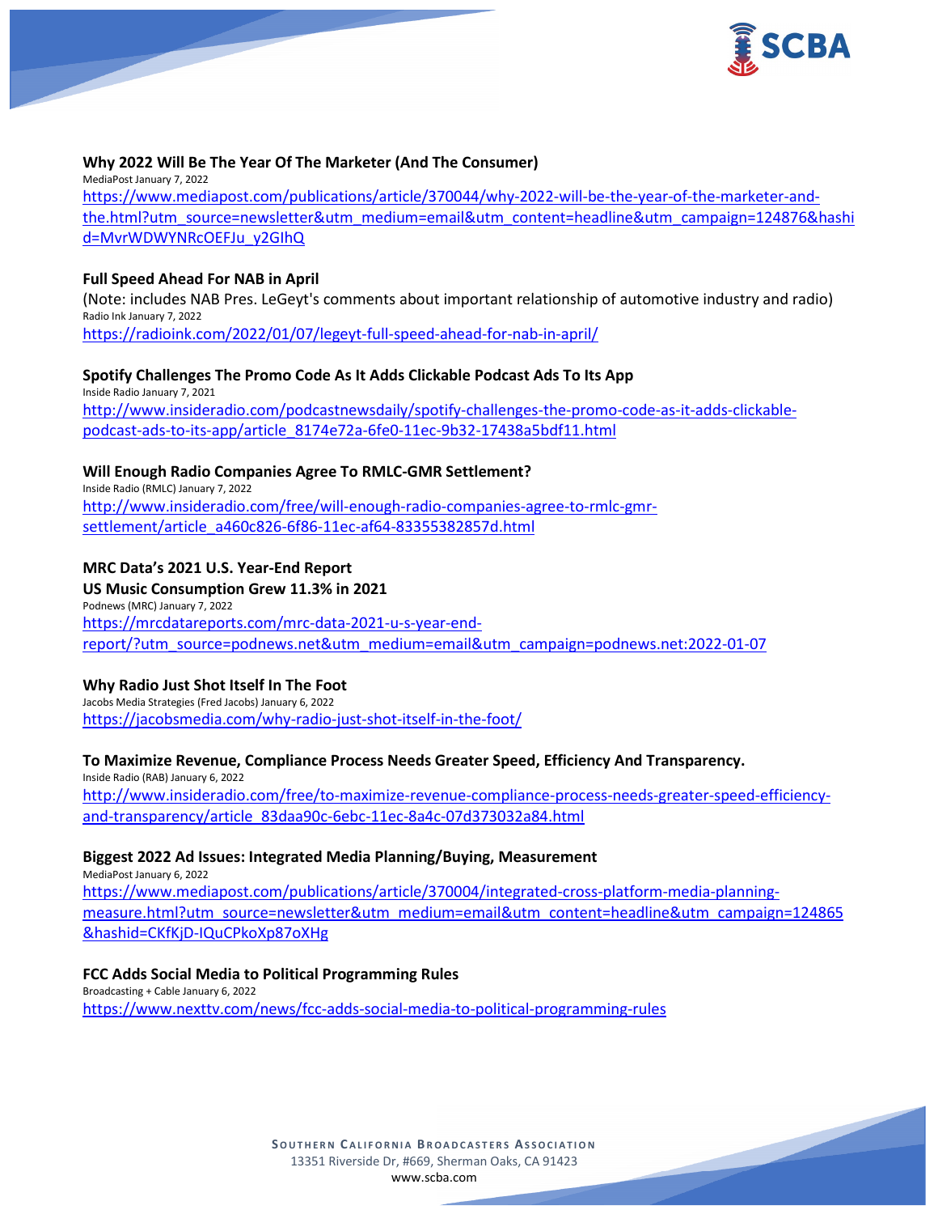**Why 2022 Will Be The Year Of The Marketer (And The Consumer)**
MediaPost January 7, 2022
https://www.mediapost.com/publications/article/370044/why-2022-will-be-the-year-of-the-marketer-and-the.html?utm_source=newsletter&utm_medium=email&utm_content=headline&utm_campaign=124876&hashid=MvrWDWYNRcOEFJu_y2GIhQ

**Full Speed Ahead For NAB in April**
(Note: includes NAB Pres. LeGeyt's comments about important relationship of automotive industry and radio)
Radio Ink January 7, 2022
https://radioink.com/2022/01/07/legeyt-full-speed-ahead-for-nab-in-april/

**Spotify Challenges The Promo Code As It Adds Clickable Podcast Ads To Its App**
Inside Radio January 7, 2021
http://www.insideradio.com/podcastnewsdaily/spotify-challenges-the-promo-code-as-it-adds-clickable-podcast-ads-to-its-app/article_8174e72a-6fe0-11ec-9b32-17438a5bdf11.html

**Will Enough Radio Companies Agree To RMLC-GMR Settlement?**
Inside Radio (RMLC) January 7, 2022
http://www.insideradio.com/free/will-enough-radio-companies-agree-to-rmlc-gmr-settlement/article_a460c826-6f86-11ec-af64-83355382857d.html

**MRC Data's 2021 U.S. Year-End Report**
**US Music Consumption Grew 11.3% in 2021**
Podnews (MRC) January 7, 2022
https://mrcdatareports.com/mrc-data-2021-u-s-year-end-report/?utm_source=podnews.net&utm_medium=email&utm_campaign=podnews.net:2022-01-07

**Why Radio Just Shot Itself In The Foot**
Jacobs Media Strategies (Fred Jacobs) January 6, 2022
https://jacobsmedia.com/why-radio-just-shot-itself-in-the-foot/

**To Maximize Revenue, Compliance Process Needs Greater Speed, Efficiency And Transparency.**
Inside Radio (RAB) January 6, 2022
http://www.insideradio.com/free/to-maximize-revenue-compliance-process-needs-greater-speed-efficiency-and-transparency/article_83daa90c-6ebc-11ec-8a4c-07d373032a84.html

**Biggest 2022 Ad Issues: Integrated Media Planning/Buying, Measurement**
MediaPost January 6, 2022
https://www.mediapost.com/publications/article/370004/integrated-cross-platform-media-planning-measure.html?utm_source=newsletter&utm_medium=email&utm_content=headline&utm_campaign=124865&hashid=CKfKjD-IQuCPkoXp87oXHg

**FCC Adds Social Media to Political Programming Rules**
Broadcasting + Cable January 6, 2022
https://www.nexttv.com/news/fcc-adds-social-media-to-political-programming-rules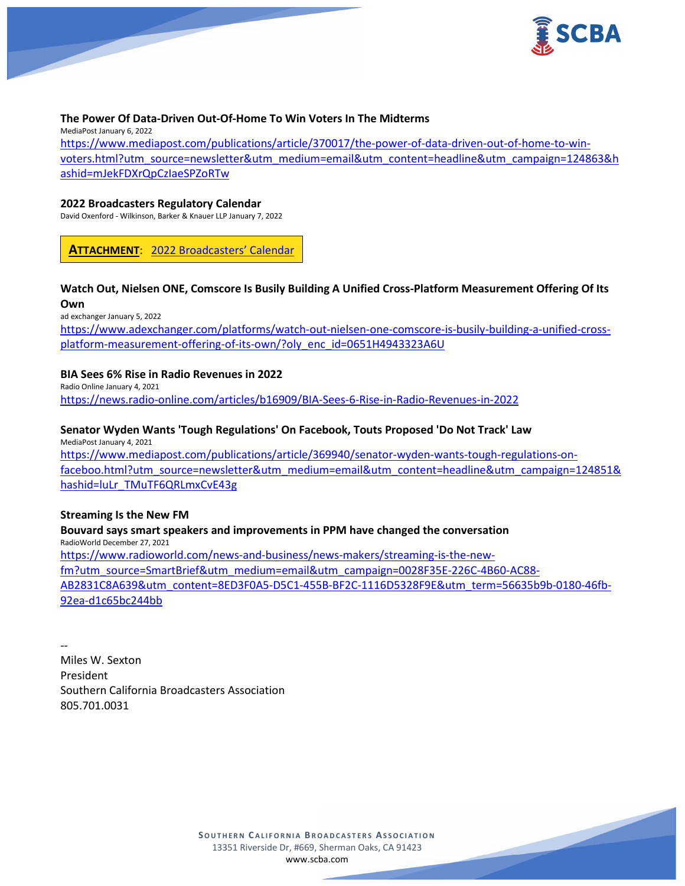**The Power Of Data-Driven Out-Of-Home To Win Voters In The Midterms**
MediaPost January 6, 2022
https://www.mediapost.com/publications/article/370017/the-power-of-data-driven-out-of-home-to-win-voters.html?utm_source=newsletter&utm_medium=email&utm_content=headline&utm_campaign=124863&hashid=mJekFDXrQpCzIaeSPZoRTw

**2022 Broadcasters Regulatory Calendar**
David Oxenford - Wilkinson, Barker & Knauer LLP January 7, 2022

**ATTACHMENT**: 2022 Broadcasters' Calendar

**Watch Out, Nielsen ONE, Comscore Is Busily Building A Unified Cross-Platform Measurement Offering Of Its Own**
ad exchanger January 5, 2022
https://www.adexchanger.com/platforms/watch-out-nielsen-one-comscore-is-busily-building-a-unified-cross-platform-measurement-offering-of-its-own/?oly_enc_id=0651H4943323A6U

**BIA Sees 6% Rise in Radio Revenues in 2022**
Radio Online January 4, 2021
https://news.radio-online.com/articles/b16909/BIA-Sees-6-Rise-in-Radio-Revenues-in-2022

**Senator Wyden Wants 'Tough Regulations' On Facebook, Touts Proposed 'Do Not Track' Law**
MediaPost January 4, 2021
https://www.mediapost.com/publications/article/369940/senator-wyden-wants-tough-regulations-on-faceboo.html?utm_source=newsletter&utm_medium=email&utm_content=headline&utm_campaign=124851&hashid=luLr_TMuTF6QRLmxCvE43g

**Streaming Is the New FM**
**Bouvard says smart speakers and improvements in PPM have changed the conversation**
RadioWorld December 27, 2021
https://www.radioworld.com/news-and-business/news-makers/streaming-is-the-new-fm?utm_source=SmartBrief&utm_medium=email&utm_campaign=0028F35E-226C-4B60-AC88-AB2831C8A639&utm_content=8ED3F0A5-D5C1-455B-BF2C-1116D5328F9E&utm_term=56635b9b-0180-46fb-92ea-d1c65bc244bb

--
Miles W. Sexton
President
Southern California Broadcasters Association
805.701.0031